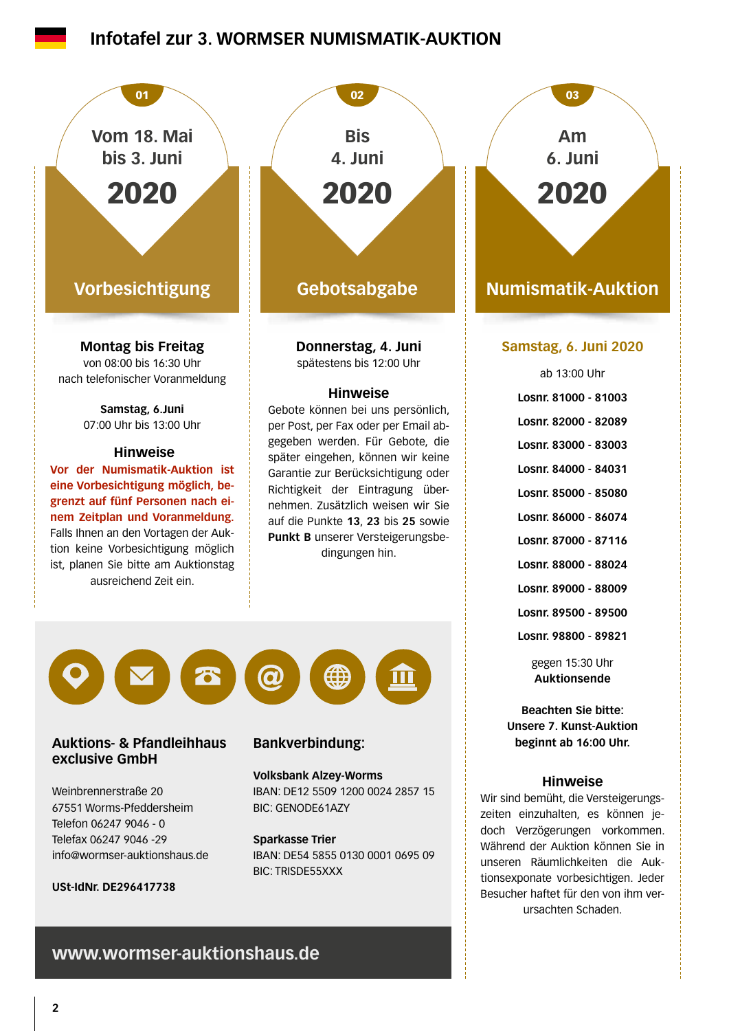# Infotafel zur 3. WORMSER NUMISMATIK-AUKTION

## 01 – Vom 18. Mai bis 3. Juni 2020

### Vorbesichtigung

**Montag bis Freitag**
von 08:00 bis 16:30 Uhr
nach telefonischer Voranmeldung

**Samstag, 6.Juni**
07:00 Uhr bis 13:00 Uhr

### Hinweise

**Vor der Numismatik-Auktion ist eine Vorbesichtigung möglich, begrenzt auf fünf Personen nach einem Zeitplan und Voranmeldung.** Falls Ihnen an den Vortagen der Auktion keine Vorbesichtigung möglich ist, planen Sie bitte am Auktionstag ausreichend Zeit ein.

## 02 – Bis 4. Juni 2020

### Gebotsabgabe

**Donnerstag, 4. Juni**
spätestens bis 12:00 Uhr

### Hinweise

Gebote können bei uns persönlich, per Post, per Fax oder per Email abgegeben werden. Für Gebote, die später eingehen, können wir keine Garantie zur Berücksichtigung oder Richtigkeit der Eintragung übernehmen. Zusätzlich weisen wir Sie auf die Punkte **13**, **23** bis **25** sowie **Punkt B** unserer Versteigerungsbedingungen hin.

## 03 – Am 6. Juni 2020

### Numismatik-Auktion

**Samstag, 6. Juni 2020**

ab 13:00 Uhr

**Losnr. 81000 - 81003**

**Losnr. 82000 - 82089**

**Losnr. 83000 - 83003**

**Losnr. 84000 - 84031**

**Losnr. 85000 - 85080**

**Losnr. 86000 - 86074**

**Losnr. 87000 - 87116**

**Losnr. 88000 - 88024**

**Losnr. 89000 - 88009**

**Losnr. 89500 - 89500**

**Losnr. 98800 - 89821**

gegen 15:30 Uhr
**Auktionsende**

**Beachten Sie bitte:
Unsere 7. Kunst-Auktion beginnt ab 16:00 Uhr.**

### Hinweise

Wir sind bemüht, die Versteigerungszeiten einzuhalten, es können jedoch Verzögerungen vorkommen. Während der Auktion können Sie in unseren Räumlichkeiten die Auktionsexponate vorbesichtigen. Jeder Besucher haftet für den von ihm verursachten Schaden.

---

### Auktions- & Pfandleihhaus exclusive GmbH

Weinbrennerstraße 20
67551 Worms-Pfeddersheim
Telefon 06247 9046 - 0
Telefax 06247 9046 -29
info@wormser-auktionshaus.de

**USt-IdNr. DE296417738**

### Bankverbindung:

**Volksbank Alzey-Worms**
IBAN: DE12 5509 1200 0024 2857 15
BIC: GENODE61AZY

**Sparkasse Trier**
IBAN: DE54 5855 0130 0001 0695 09
BIC: TRISDE55XXX

**www.wormser-auktionshaus.de**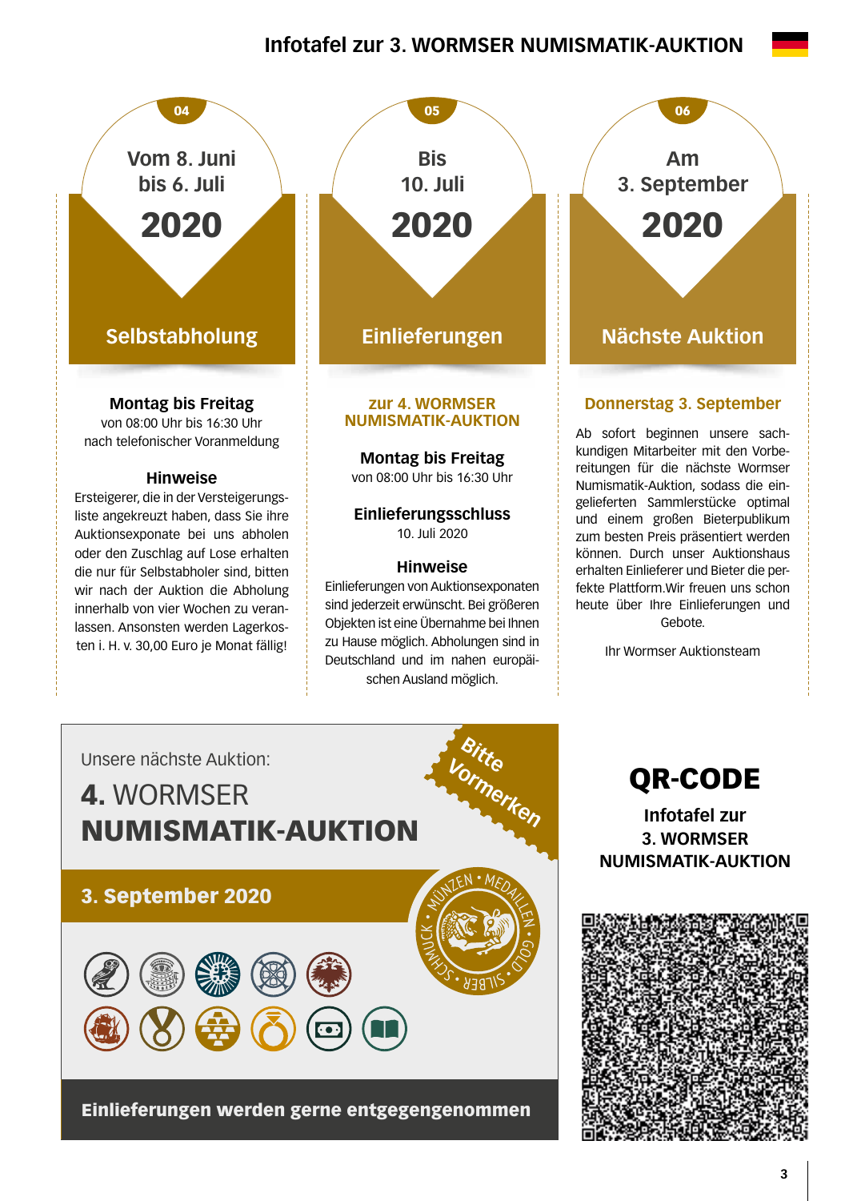# Infotafel zur 3. WORMSER NUMISMATIK-AUKTION

## 04 — Vom 8. Juni bis 6. Juli 2020

### Selbstabholung

**Montag bis Freitag**
von 08:00 Uhr bis 16:30 Uhr
nach telefonischer Voranmeldung

**Hinweise**

Ersteigerer, die in der Versteigerungsliste angekreuzt haben, dass Sie ihre Auktionsexponate bei uns abholen oder den Zuschlag auf Lose erhalten die nur für Selbstabholer sind, bitten wir nach der Auktion die Abholung innerhalb von vier Wochen zu veranlassen. Ansonsten werden Lagerkosten i. H. v. 30,00 Euro je Monat fällig!

## 05 — Bis 10. Juli 2020

### Einlieferungen

**zur 4. WORMSER NUMISMATIK-AUKTION**

**Montag bis Freitag**
von 08:00 Uhr bis 16:30 Uhr

**Einlieferungsschluss**
10. Juli 2020

**Hinweise**

Einlieferungen von Auktionsexponaten sind jederzeit erwünscht. Bei größeren Objekten ist eine Übernahme bei Ihnen zu Hause möglich. Abholungen sind in Deutschland und im nahen europäischen Ausland möglich.

## 06 — Am 3. September 2020

### Nächste Auktion

**Donnerstag 3. September**

Ab sofort beginnen unsere sachkundigen Mitarbeiter mit den Vorbereitungen für die nächste Wormser Numismatik-Auktion, sodass die eingelieferten Sammlerstücke optimal und einem großen Bieterpublikum zum besten Preis präsentiert werden können. Durch unser Auktionshaus erhalten Einlieferer und Bieter die perfekte Plattform.Wir freuen uns schon heute über Ihre Einlieferungen und Gebote.

Ihr Wormser Auktionsteam

---

Unsere nächste Auktion:

**4.** WORMSER
**NUMISMATIK-AUKTION**

Bitte Vormerken

**3. September 2020**

MÜNZEN • MEDAILLEN • GOLD • SILBER • SCHMUCK

**Einlieferungen werden gerne entgegengenommen**

---

## QR-CODE

**Infotafel zur 3. WORMSER NUMISMATIK-AUKTION**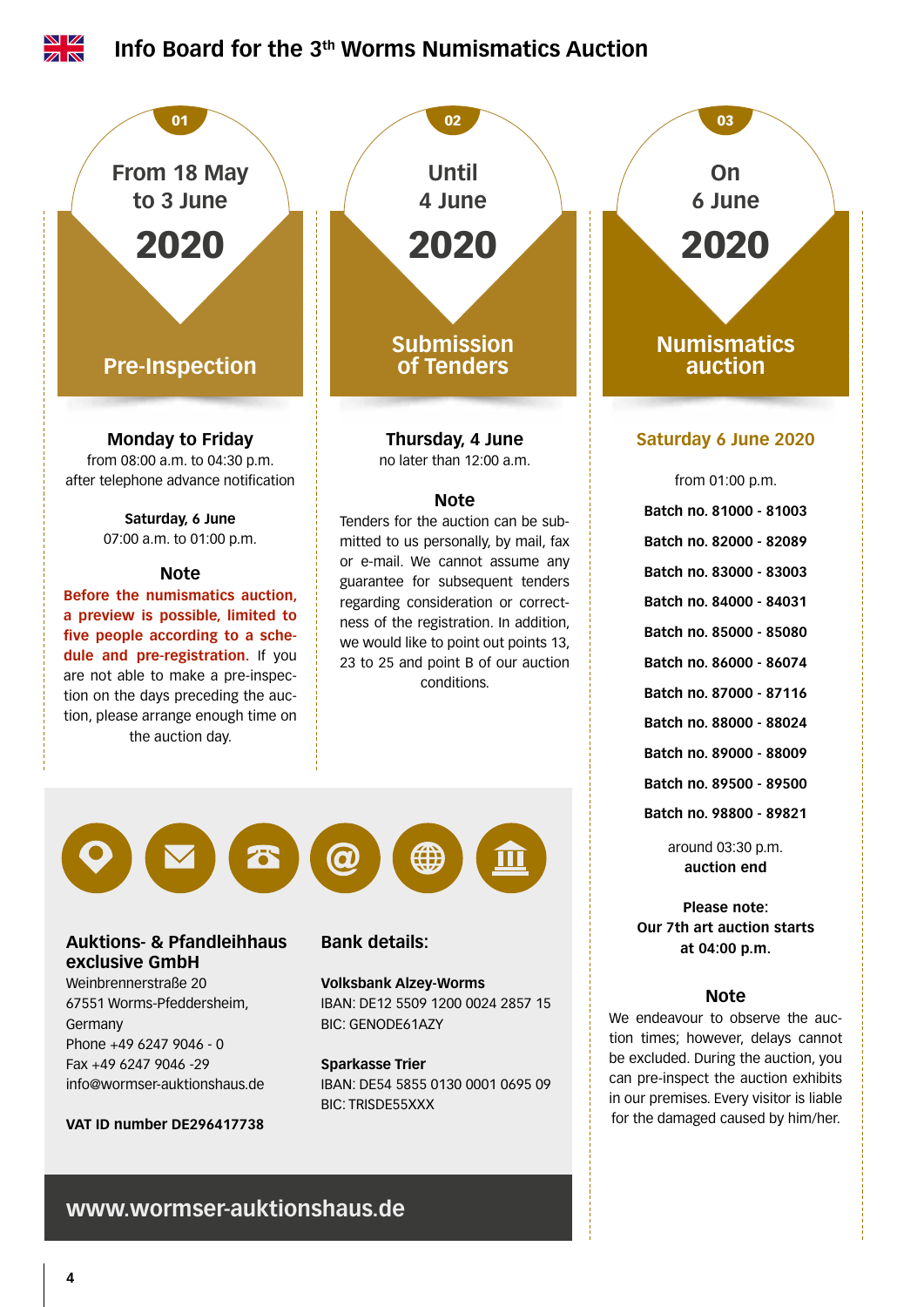# Info Board for the 3th Worms Numismatics Auction

## 01 — From 18 May to 3 June 2020 — Pre-Inspection

**Monday to Friday**
from 08:00 a.m. to 04:30 p.m.
after telephone advance notification

**Saturday, 6 June**
07:00 a.m. to 01:00 p.m.

### Note

**Before the numismatics auction, a preview is possible, limited to five people according to a schedule and pre-registration.** If you are not able to make a pre-inspection on the days preceding the auction, please arrange enough time on the auction day.

## 02 — Until 4 June 2020 — Submission of Tenders

**Thursday, 4 June**
no later than 12:00 a.m.

### Note

Tenders for the auction can be submitted to us personally, by mail, fax or e-mail. We cannot assume any guarantee for subsequent tenders regarding consideration or correctness of the registration. In addition, we would like to point out points 13, 23 to 25 and point B of our auction conditions.

## 03 — On 6 June 2020 — Numismatics auction

**Saturday 6 June 2020**

from 01:00 p.m.

**Batch no. 81000 - 81003**
**Batch no. 82000 - 82089**
**Batch no. 83000 - 83003**
**Batch no. 84000 - 84031**
**Batch no. 85000 - 85080**
**Batch no. 86000 - 86074**
**Batch no. 87000 - 87116**
**Batch no. 88000 - 88024**
**Batch no. 89000 - 88009**
**Batch no. 89500 - 89500**
**Batch no. 98800 - 89821**

around 03:30 p.m.
**auction end**

**Please note:**
**Our 7th art auction starts at 04:00 p.m.**

### Note

We endeavour to observe the auction times; however, delays cannot be excluded. During the auction, you can pre-inspect the auction exhibits in our premises. Every visitor is liable for the damaged caused by him/her.

---

**Auktions- & Pfandleihhaus exclusive GmbH**
Weinbrennerstraße 20
67551 Worms-Pfeddersheim,
Germany
Phone +49 6247 9046 - 0
Fax +49 6247 9046 -29
info@wormser-auktionshaus.de

**VAT ID number DE296417738**

**Bank details:**

**Volksbank Alzey-Worms**
IBAN: DE12 5509 1200 0024 2857 15
BIC: GENODE61AZY

**Sparkasse Trier**
IBAN: DE54 5855 0130 0001 0695 09
BIC: TRISDE55XXX

**www.wormser-auktionshaus.de**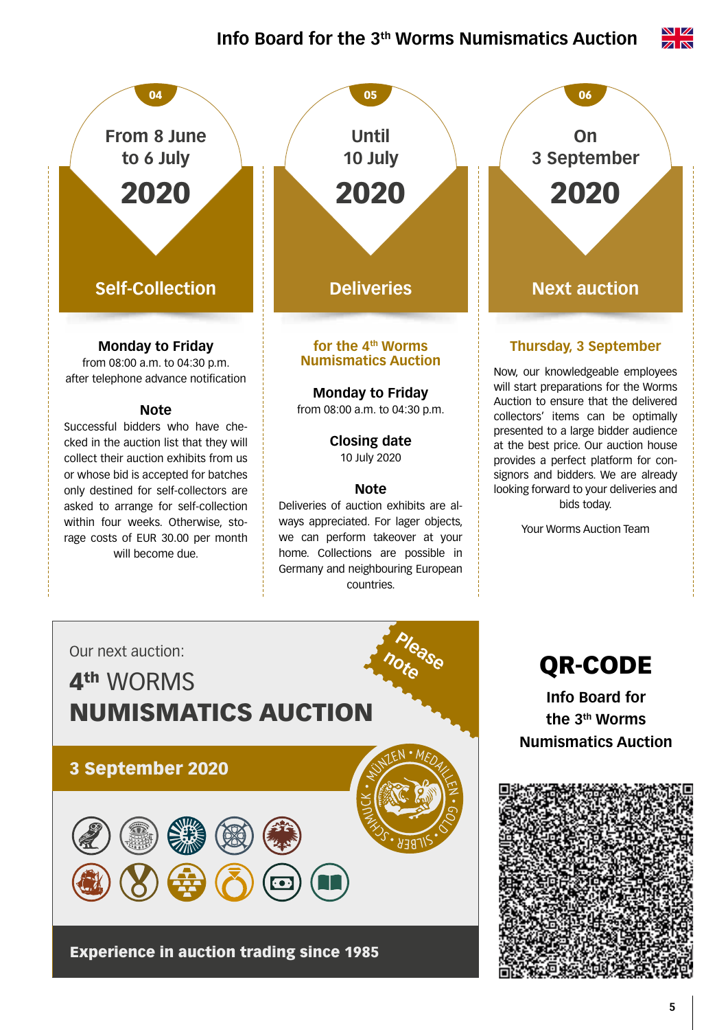# Info Board for the 3th Worms Numismatics Auction

## 04

From 8 June to 6 July

**2020**

### Self-Collection

**Monday to Friday**
from 08:00 a.m. to 04:30 p.m.
after telephone advance notification

**Note**
Successful bidders who have checked in the auction list that they will collect their auction exhibits from us or whose bid is accepted for batches only destined for self-collectors are asked to arrange for self-collection within four weeks. Otherwise, storage costs of EUR 30.00 per month will become due.

## 05

Until 10 July

**2020**

### Deliveries

**for the 4th Worms Numismatics Auction**

**Monday to Friday**
from 08:00 a.m. to 04:30 p.m.

**Closing date**
10 July 2020

**Note**
Deliveries of auction exhibits are always appreciated. For lager objects, we can perform takeover at your home. Collections are possible in Germany and neighbouring European countries.

## 06

On 3 September

**2020**

### Next auction

**Thursday, 3 September**

Now, our knowledgeable employees will start preparations for the Worms Auction to ensure that the delivered collectors' items can be optimally presented to a large bidder audience at the best price. Our auction house provides a perfect platform for consignors and bidders. We are already looking forward to your deliveries and bids today.

Your Worms Auction Team

---

Please note

Our next auction:

**4th WORMS NUMISMATICS AUCTION**

**3 September 2020**

MÜNZEN • MEDAILLEN • GOLD • SILBER • SCHMUCK

**Experience in auction trading since 1985**

---

## QR-CODE

**Info Board for the 3th Worms Numismatics Auction**